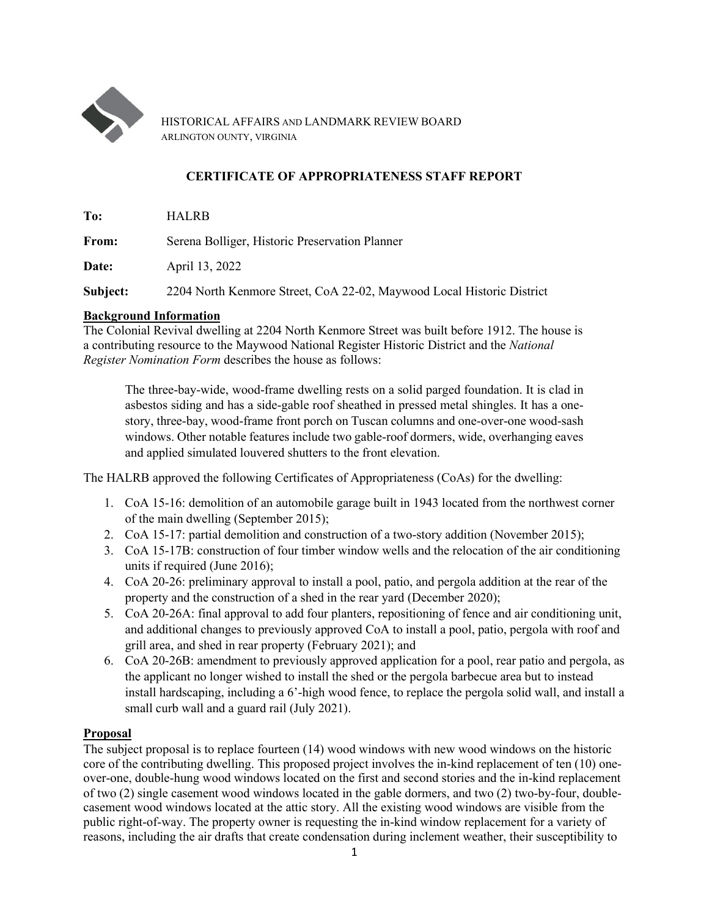HISTORICAL AFFAIRS AND LANDMARK REVIEW BOARD
ARLINGTON OUNTY, VIRGINIA

## CERTIFICATE OF APPROPRIATENESS STAFF REPORT

**To:** HALRB

**From:** Serena Bolliger, Historic Preservation Planner

**Date:** April 13, 2022

**Subject:** 2204 North Kenmore Street, CoA 22-02, Maywood Local Historic District

**Background Information**

The Colonial Revival dwelling at 2204 North Kenmore Street was built before 1912. The house is a contributing resource to the Maywood National Register Historic District and the *National Register Nomination Form* describes the house as follows:

> The three-bay-wide, wood-frame dwelling rests on a solid parged foundation. It is clad in asbestos siding and has a side-gable roof sheathed in pressed metal shingles. It has a one-story, three-bay, wood-frame front porch on Tuscan columns and one-over-one wood-sash windows. Other notable features include two gable-roof dormers, wide, overhanging eaves and applied simulated louvered shutters to the front elevation.

The HALRB approved the following Certificates of Appropriateness (CoAs) for the dwelling:

1. CoA 15-16: demolition of an automobile garage built in 1943 located from the northwest corner of the main dwelling (September 2015);
2. CoA 15-17: partial demolition and construction of a two-story addition (November 2015);
3. CoA 15-17B: construction of four timber window wells and the relocation of the air conditioning units if required (June 2016);
4. CoA 20-26: preliminary approval to install a pool, patio, and pergola addition at the rear of the property and the construction of a shed in the rear yard (December 2020);
5. CoA 20-26A: final approval to add four planters, repositioning of fence and air conditioning unit, and additional changes to previously approved CoA to install a pool, patio, pergola with roof and grill area, and shed in rear property (February 2021); and
6. CoA 20-26B: amendment to previously approved application for a pool, rear patio and pergola, as the applicant no longer wished to install the shed or the pergola barbecue area but to instead install hardscaping, including a 6'-high wood fence, to replace the pergola solid wall, and install a small curb wall and a guard rail (July 2021).

**Proposal**

The subject proposal is to replace fourteen (14) wood windows with new wood windows on the historic core of the contributing dwelling. This proposed project involves the in-kind replacement of ten (10) one-over-one, double-hung wood windows located on the first and second stories and the in-kind replacement of two (2) single casement wood windows located in the gable dormers, and two (2) two-by-four, double-casement wood windows located at the attic story. All the existing wood windows are visible from the public right-of-way. The property owner is requesting the in-kind window replacement for a variety of reasons, including the air drafts that create condensation during inclement weather, their susceptibility to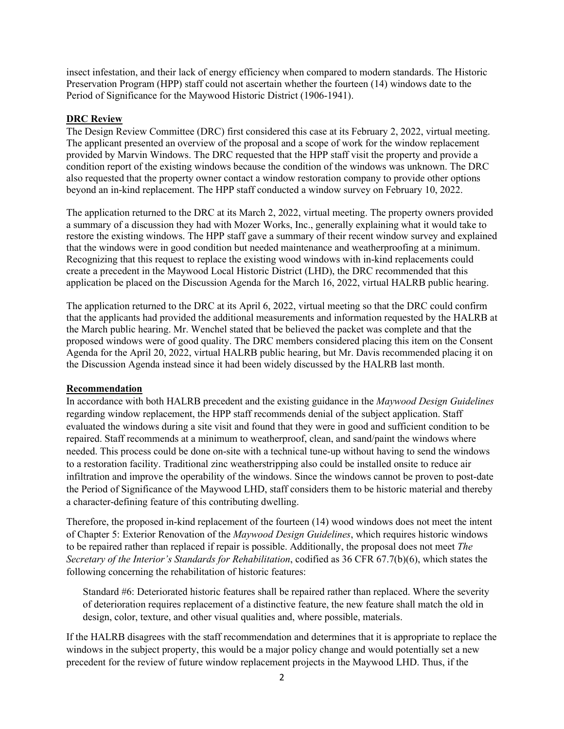insect infestation, and their lack of energy efficiency when compared to modern standards. The Historic Preservation Program (HPP) staff could not ascertain whether the fourteen (14) windows date to the Period of Significance for the Maywood Historic District (1906-1941).

## DRC Review

The Design Review Committee (DRC) first considered this case at its February 2, 2022, virtual meeting. The applicant presented an overview of the proposal and a scope of work for the window replacement provided by Marvin Windows. The DRC requested that the HPP staff visit the property and provide a condition report of the existing windows because the condition of the windows was unknown. The DRC also requested that the property owner contact a window restoration company to provide other options beyond an in-kind replacement. The HPP staff conducted a window survey on February 10, 2022.

The application returned to the DRC at its March 2, 2022, virtual meeting. The property owners provided a summary of a discussion they had with Mozer Works, Inc., generally explaining what it would take to restore the existing windows. The HPP staff gave a summary of their recent window survey and explained that the windows were in good condition but needed maintenance and weatherproofing at a minimum. Recognizing that this request to replace the existing wood windows with in-kind replacements could create a precedent in the Maywood Local Historic District (LHD), the DRC recommended that this application be placed on the Discussion Agenda for the March 16, 2022, virtual HALRB public hearing.

The application returned to the DRC at its April 6, 2022, virtual meeting so that the DRC could confirm that the applicants had provided the additional measurements and information requested by the HALRB at the March public hearing. Mr. Wenchel stated that be believed the packet was complete and that the proposed windows were of good quality. The DRC members considered placing this item on the Consent Agenda for the April 20, 2022, virtual HALRB public hearing, but Mr. Davis recommended placing it on the Discussion Agenda instead since it had been widely discussed by the HALRB last month.

## Recommendation

In accordance with both HALRB precedent and the existing guidance in the *Maywood Design Guidelines* regarding window replacement, the HPP staff recommends denial of the subject application. Staff evaluated the windows during a site visit and found that they were in good and sufficient condition to be repaired. Staff recommends at a minimum to weatherproof, clean, and sand/paint the windows where needed. This process could be done on-site with a technical tune-up without having to send the windows to a restoration facility. Traditional zinc weatherstripping also could be installed onsite to reduce air infiltration and improve the operability of the windows. Since the windows cannot be proven to post-date the Period of Significance of the Maywood LHD, staff considers them to be historic material and thereby a character-defining feature of this contributing dwelling.

Therefore, the proposed in-kind replacement of the fourteen (14) wood windows does not meet the intent of Chapter 5: Exterior Renovation of the *Maywood Design Guidelines*, which requires historic windows to be repaired rather than replaced if repair is possible. Additionally, the proposal does not meet *The Secretary of the Interior's Standards for Rehabilitation*, codified as 36 CFR 67.7(b)(6), which states the following concerning the rehabilitation of historic features:

> Standard #6: Deteriorated historic features shall be repaired rather than replaced. Where the severity of deterioration requires replacement of a distinctive feature, the new feature shall match the old in design, color, texture, and other visual qualities and, where possible, materials.

If the HALRB disagrees with the staff recommendation and determines that it is appropriate to replace the windows in the subject property, this would be a major policy change and would potentially set a new precedent for the review of future window replacement projects in the Maywood LHD. Thus, if the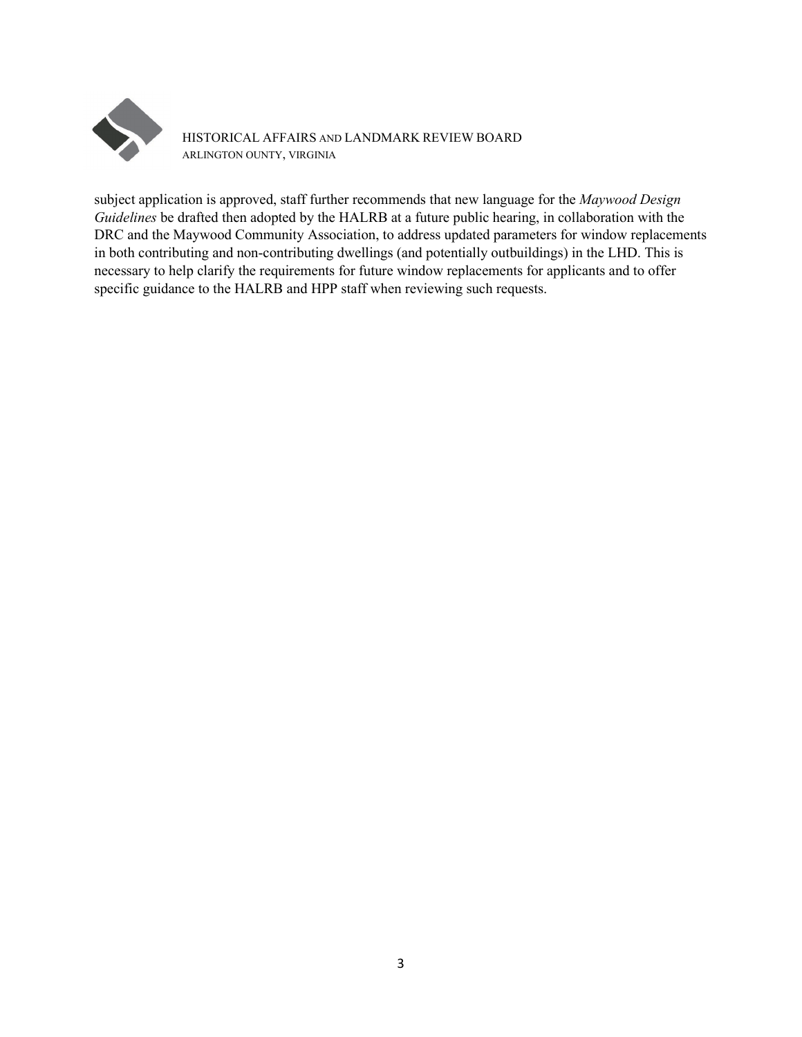subject application is approved, staff further recommends that new language for the *Maywood Design Guidelines* be drafted then adopted by the HALRB at a future public hearing, in collaboration with the DRC and the Maywood Community Association, to address updated parameters for window replacements in both contributing and non-contributing dwellings (and potentially outbuildings) in the LHD. This is necessary to help clarify the requirements for future window replacements for applicants and to offer specific guidance to the HALRB and HPP staff when reviewing such requests.